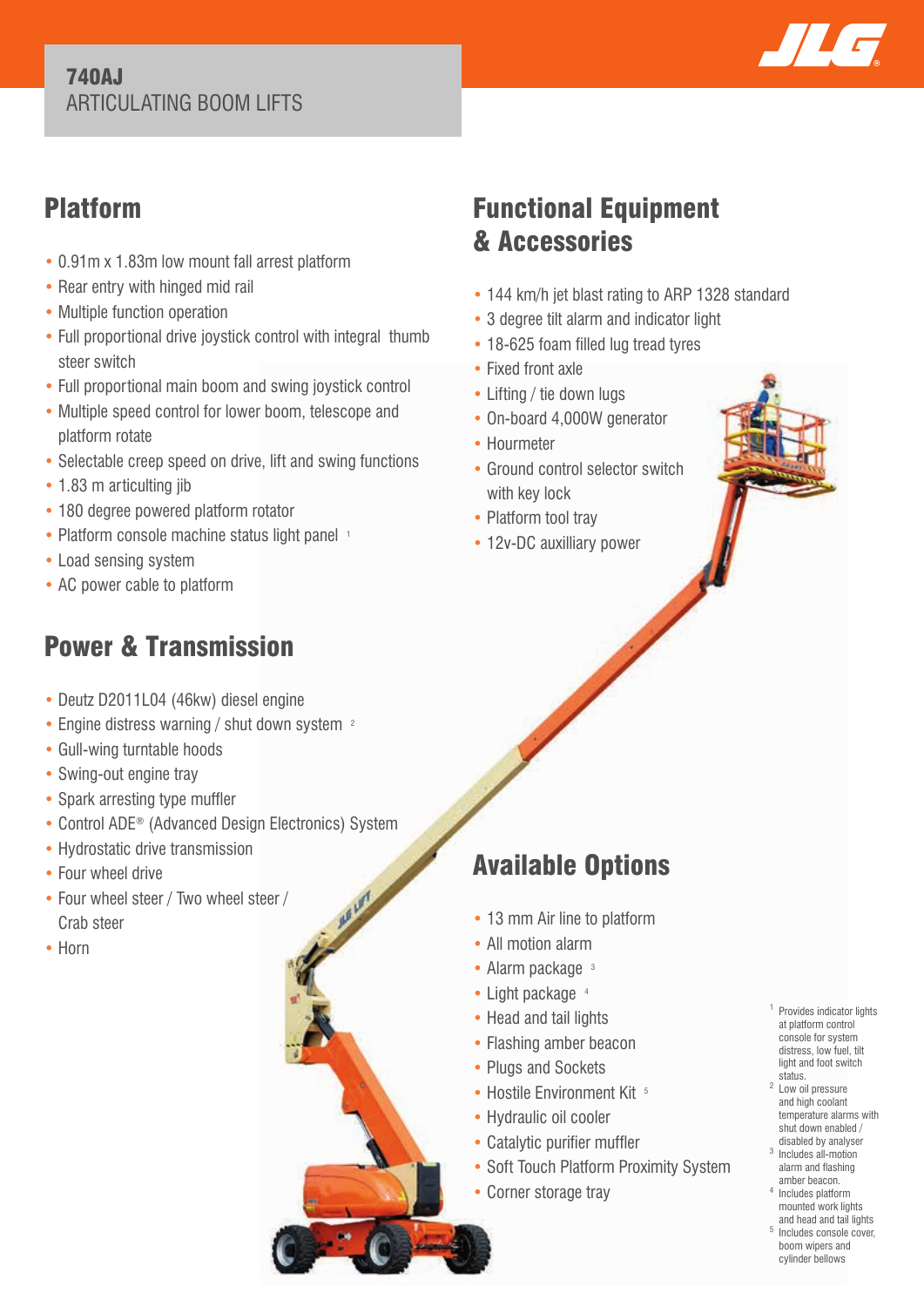# 740AJ
ARTICULATING BOOM LIFTS

## Platform

- 0.91m x 1.83m low mount fall arrest platform
- Rear entry with hinged mid rail
- Multiple function operation
- Full proportional drive joystick control with integral thumb steer switch
- Full proportional main boom and swing joystick control
- Multiple speed control for lower boom, telescope and platform rotate
- Selectable creep speed on drive, lift and swing functions
- 1.83 m articulting jib
- 180 degree powered platform rotator
- Platform console machine status light panel [1]
- Load sensing system
- AC power cable to platform

## Power & Transmission

- Deutz D2011L04 (46kw) diesel engine
- Engine distress warning / shut down system [2]
- Gull-wing turntable hoods
- Swing-out engine tray
- Spark arresting type muffler
- Control ADE® (Advanced Design Electronics) System
- Hydrostatic drive transmission
- Four wheel drive
- Four wheel steer / Two wheel steer / Crab steer
- Horn

## Functional Equipment & Accessories

- 144 km/h jet blast rating to ARP 1328 standard
- 3 degree tilt alarm and indicator light
- 18-625 foam filled lug tread tyres
- Fixed front axle
- Lifting / tie down lugs
- On-board 4,000W generator
- Hourmeter
- Ground control selector switch with key lock
- Platform tool tray
- 12v-DC auxilliary power

## Available Options

- 13 mm Air line to platform
- All motion alarm
- Alarm package [3]
- Light package [4]
- Head and tail lights
- Flashing amber beacon
- Plugs and Sockets
- Hostile Environment Kit [5]
- Hydraulic oil cooler
- Catalytic purifier muffler
- Soft Touch Platform Proximity System
- Corner storage tray

[1] Provides indicator lights at platform control console for system distress, low fuel, tilt light and foot switch status.
[2] Low oil pressure and high coolant temperature alarms with shut down enabled / disabled by analyser
[3] Includes all-motion alarm and flashing amber beacon.
[4] Includes platform mounted work lights and head and tail lights
[5] Includes console cover, boom wipers and cylinder bellows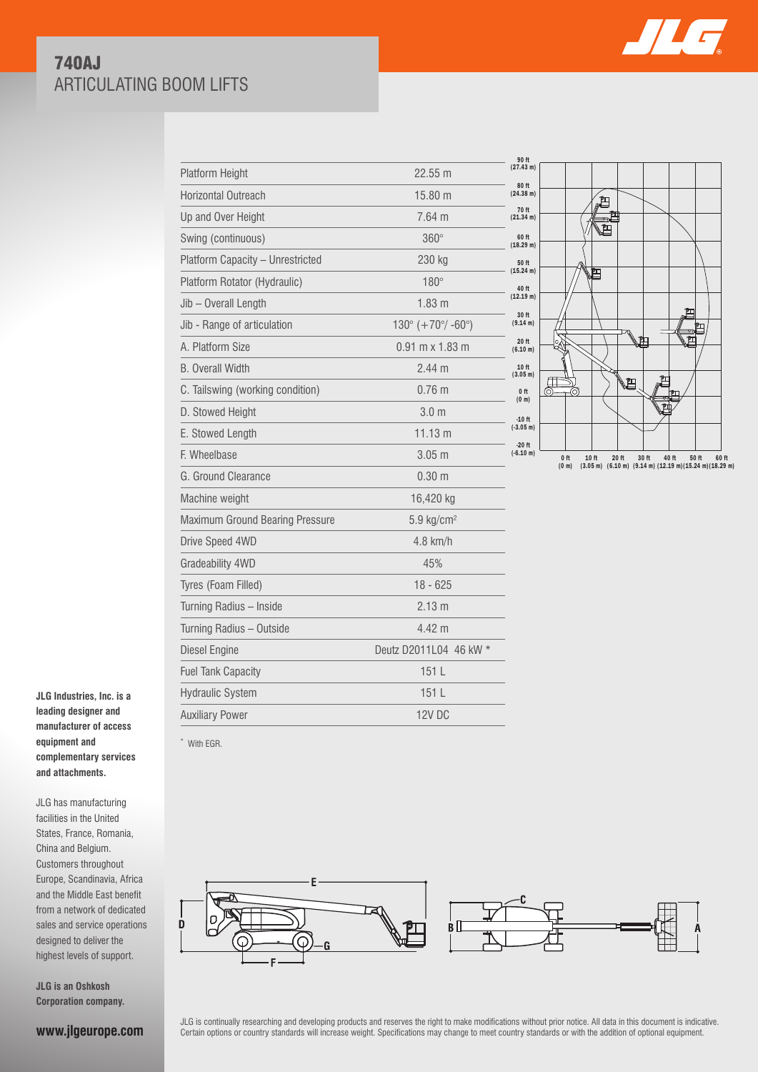# 740AJ
## ARTICULATING BOOM LIFTS

| | |
|---|---|
| Platform Height | 22.55 m |
| Horizontal Outreach | 15.80 m |
| Up and Over Height | 7.64 m |
| Swing (continuous) | 360° |
| Platform Capacity – Unrestricted | 230 kg |
| Platform Rotator (Hydraulic) | 180° |
| Jib – Overall Length | 1.83 m |
| Jib - Range of articulation | 130° (+70°/ -60°) |
| A. Platform Size | 0.91 m x 1.83 m |
| B. Overall Width | 2.44 m |
| C. Tailswing (working condition) | 0.76 m |
| D. Stowed Height | 3.0 m |
| E. Stowed Length | 11.13 m |
| F. Wheelbase | 3.05 m |
| G. Ground Clearance | 0.30 m |
| Machine weight | 16,420 kg |
| Maximum Ground Bearing Pressure | 5.9 kg/cm² |
| Drive Speed 4WD | 4.8 km/h |
| Gradeability 4WD | 45% |
| Tyres (Foam Filled) | 18 - 625 |
| Turning Radius – Inside | 2.13 m |
| Turning Radius – Outside | 4.42 m |
| Diesel Engine | Deutz D2011L04 46 kW * |
| Fuel Tank Capacity | 151 L |
| Hydraulic System | 151 L |
| Auxiliary Power | 12V DC |

* With EGR.

90 ft (27.43 m)
80 ft (24.38 m)
70 ft (21.34 m)
60 ft (18.29 m)
50 ft (15.24 m)
40 ft (12.19 m)
30 ft (9.14 m)
20 ft (6.10 m)
10 ft (3.05 m)
0 ft (0 m)
-10 ft (-3.05 m)
-20 ft (-6.10 m)

0 ft (0 m)
10 ft (3.05 m)
20 ft (6.10 m)
30 ft (9.14 m)
40 ft (12.19 m)
50 ft (15.24 m)
60 ft (18.29 m)

E
D
F
G
C
B
A

**JLG Industries, Inc. is a leading designer and manufacturer of access equipment and complementary services and attachments.**

JLG has manufacturing facilities in the United States, France, Romania, China and Belgium. Customers throughout Europe, Scandinavia, Africa and the Middle East benefit from a network of dedicated sales and service operations designed to deliver the highest levels of support.

**JLG is an Oshkosh Corporation company.**

**www.jlgeurope.com**

JLG is continually researching and developing products and reserves the right to make modifications without prior notice. All data in this document is indicative. Certain options or country standards will increase weight. Specifications may change to meet country standards or with the addition of optional equipment.